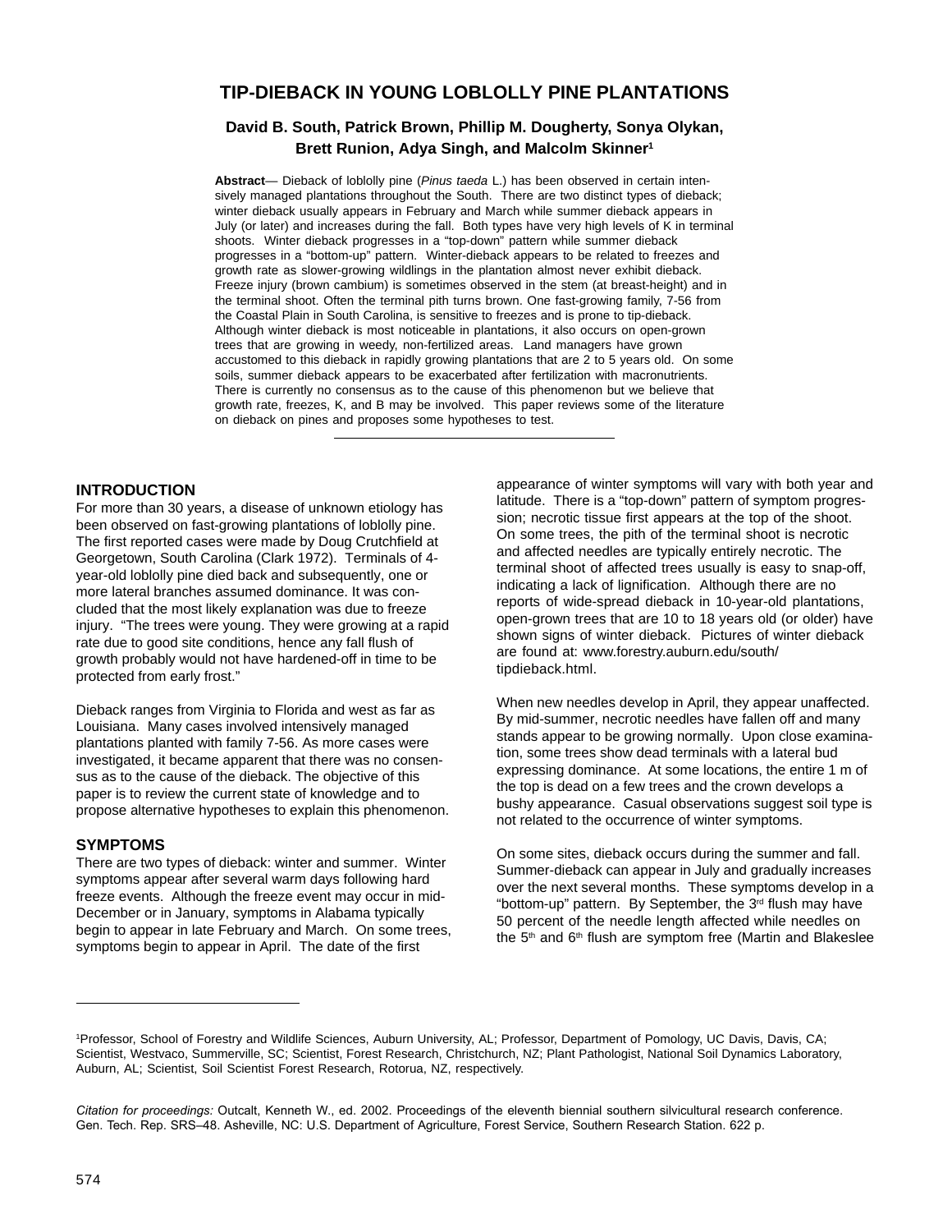# TIP-DIEBACK IN YOUNG LOBLOLLY PINE PLANTATIONS

**David B. South, Patrick Brown, Phillip M. Dougherty, Sonya Olykan, Brett Runion, Adya Singh, and Malcolm Skinner[1]**

**Abstract**— Dieback of loblolly pine (*Pinus taeda* L.) has been observed in certain intensively managed plantations throughout the South. There are two distinct types of dieback; winter dieback usually appears in February and March while summer dieback appears in July (or later) and increases during the fall. Both types have very high levels of K in terminal shoots. Winter dieback progresses in a "top-down" pattern while summer dieback progresses in a "bottom-up" pattern. Winter-dieback appears to be related to freezes and growth rate as slower-growing wildlings in the plantation almost never exhibit dieback. Freeze injury (brown cambium) is sometimes observed in the stem (at breast-height) and in the terminal shoot. Often the terminal pith turns brown. One fast-growing family, 7-56 from the Coastal Plain in South Carolina, is sensitive to freezes and is prone to tip-dieback. Although winter dieback is most noticeable in plantations, it also occurs on open-grown trees that are growing in weedy, non-fertilized areas. Land managers have grown accustomed to this dieback in rapidly growing plantations that are 2 to 5 years old. On some soils, summer dieback appears to be exacerbated after fertilization with macronutrients. There is currently no consensus as to the cause of this phenomenon but we believe that growth rate, freezes, K, and B may be involved. This paper reviews some of the literature on dieback on pines and proposes some hypotheses to test.

## INTRODUCTION

For more than 30 years, a disease of unknown etiology has been observed on fast-growing plantations of loblolly pine. The first reported cases were made by Doug Crutchfield at Georgetown, South Carolina (Clark 1972). Terminals of 4-year-old loblolly pine died back and subsequently, one or more lateral branches assumed dominance. It was concluded that the most likely explanation was due to freeze injury. "The trees were young. They were growing at a rapid rate due to good site conditions, hence any fall flush of growth probably would not have hardened-off in time to be protected from early frost."

Dieback ranges from Virginia to Florida and west as far as Louisiana. Many cases involved intensively managed plantations planted with family 7-56. As more cases were investigated, it became apparent that there was no consensus as to the cause of the dieback. The objective of this paper is to review the current state of knowledge and to propose alternative hypotheses to explain this phenomenon.

## SYMPTOMS

There are two types of dieback: winter and summer. Winter symptoms appear after several warm days following hard freeze events. Although the freeze event may occur in mid-December or in January, symptoms in Alabama typically begin to appear in late February and March. On some trees, symptoms begin to appear in April. The date of the first appearance of winter symptoms will vary with both year and latitude. There is a "top-down" pattern of symptom progression; necrotic tissue first appears at the top of the shoot. On some trees, the pith of the terminal shoot is necrotic and affected needles are typically entirely necrotic. The terminal shoot of affected trees usually is easy to snap-off, indicating a lack of lignification. Although there are no reports of wide-spread dieback in 10-year-old plantations, open-grown trees that are 10 to 18 years old (or older) have shown signs of winter dieback. Pictures of winter dieback are found at: www.forestry.auburn.edu/south/tipdieback.html.

When new needles develop in April, they appear unaffected. By mid-summer, necrotic needles have fallen off and many stands appear to be growing normally. Upon close examination, some trees show dead terminals with a lateral bud expressing dominance. At some locations, the entire 1 m of the top is dead on a few trees and the crown develops a bushy appearance. Casual observations suggest soil type is not related to the occurrence of winter symptoms.

On some sites, dieback occurs during the summer and fall. Summer-dieback can appear in July and gradually increases over the next several months. These symptoms develop in a "bottom-up" pattern. By September, the 3rd flush may have 50 percent of the needle length affected while needles on the 5th and 6th flush are symptom free (Martin and Blakeslee

---

[1] Professor, School of Forestry and Wildlife Sciences, Auburn University, AL; Professor, Department of Pomology, UC Davis, Davis, CA; Scientist, Westvaco, Summerville, SC; Scientist, Forest Research, Christchurch, NZ; Plant Pathologist, National Soil Dynamics Laboratory, Auburn, AL; Scientist, Soil Scientist Forest Research, Rotorua, NZ, respectively.

*Citation for proceedings:* Outcalt, Kenneth W., ed. 2002. Proceedings of the eleventh biennial southern silvicultural research conference. Gen. Tech. Rep. SRS–48. Asheville, NC: U.S. Department of Agriculture, Forest Service, Southern Research Station. 622 p.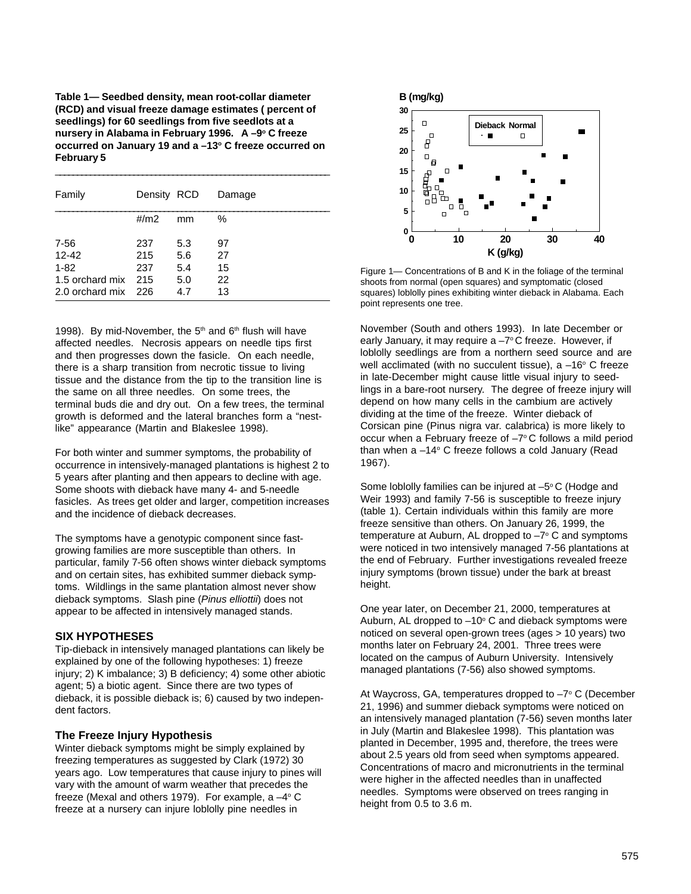**Table 1— Seedbed density, mean root-collar diameter (RCD) and visual freeze damage estimates ( percent of seedlings) for 60 seedlings from five seedlots at a nursery in Alabama in February 1996. A –9° C freeze occurred on January 19 and a –13° C freeze occurred on February 5**

| Family | Density | RCD | Damage |
|---|---|---|---|
| | #/m2 | mm | % |
| 7-56 | 237 | 5.3 | 97 |
| 12-42 | 215 | 5.6 | 27 |
| 1-82 | 237 | 5.4 | 15 |
| 1.5 orchard mix | 215 | 5.0 | 22 |
| 2.0 orchard mix | 226 | 4.7 | 13 |

1998). By mid-November, the 5th and 6th flush will have affected needles. Necrosis appears on needle tips first and then progresses down the fascicle. On each needle, there is a sharp transition from necrotic tissue to living tissue and the distance from the tip to the transition line is the same on all three needles. On some trees, the terminal buds die and dry out. On a few trees, the terminal growth is deformed and the lateral branches form a "nest-like" appearance (Martin and Blakeslee 1998).

For both winter and summer symptoms, the probability of occurrence in intensively-managed plantations is highest 2 to 5 years after planting and then appears to decline with age. Some shoots with dieback have many 4- and 5-needle fascicles. As trees get older and larger, competition increases and the incidence of dieback decreases.

The symptoms have a genotypic component since fast-growing families are more susceptible than others. In particular, family 7-56 often shows winter dieback symptoms and on certain sites, has exhibited summer dieback symptoms. Wildlings in the same plantation almost never show dieback symptoms. Slash pine (*Pinus elliottii*) does not appear to be affected in intensively managed stands.

## SIX HYPOTHESES

Tip-dieback in intensively managed plantations can likely be explained by one of the following hypotheses: 1) freeze injury; 2) K imbalance; 3) B deficiency; 4) some other abiotic agent; 5) a biotic agent. Since there are two types of dieback, it is possible dieback is; 6) caused by two independent factors.

### The Freeze Injury Hypothesis

Winter dieback symptoms might be simply explained by freezing temperatures as suggested by Clark (1972) 30 years ago. Low temperatures that cause injury to pines will vary with the amount of warm weather that precedes the freeze (Mexal and others 1979). For example, a –4° C freeze at a nursery can injure loblolly pine needles in

Figure 1— Concentrations of B and K in the foliage of the terminal shoots from normal (open squares) and symptomatic (closed squares) loblolly pines exhibiting winter dieback in Alabama. Each point represents one tree.

November (South and others 1993). In late December or early January, it may require a –7° C freeze. However, if loblolly seedlings are from a northern seed source and are well acclimated (with no succulent tissue), a –16° C freeze in late-December might cause little visual injury to seedlings in a bare-root nursery. The degree of freeze injury will depend on how many cells in the cambium are actively dividing at the time of the freeze. Winter dieback of Corsican pine (Pinus nigra var. calabrica) is more likely to occur when a February freeze of –7° C follows a mild period than when a –14° C freeze follows a cold January (Read 1967).

Some loblolly families can be injured at –5° C (Hodge and Weir 1993) and family 7-56 is susceptible to freeze injury (table 1). Certain individuals within this family are more freeze sensitive than others. On January 26, 1999, the temperature at Auburn, AL dropped to –7° C and symptoms were noticed in two intensively managed 7-56 plantations at the end of February. Further investigations revealed freeze injury symptoms (brown tissue) under the bark at breast height.

One year later, on December 21, 2000, temperatures at Auburn, AL dropped to –10° C and dieback symptoms were noticed on several open-grown trees (ages > 10 years) two months later on February 24, 2001. Three trees were located on the campus of Auburn University. Intensively managed plantations (7-56) also showed symptoms.

At Waycross, GA, temperatures dropped to –7° C (December 21, 1996) and summer dieback symptoms were noticed on an intensively managed plantation (7-56) seven months later in July (Martin and Blakeslee 1998). This plantation was planted in December, 1995 and, therefore, the trees were about 2.5 years old from seed when symptoms appeared. Concentrations of macro and micronutrients in the terminal were higher in the affected needles than in unaffected needles. Symptoms were observed on trees ranging in height from 0.5 to 3.6 m.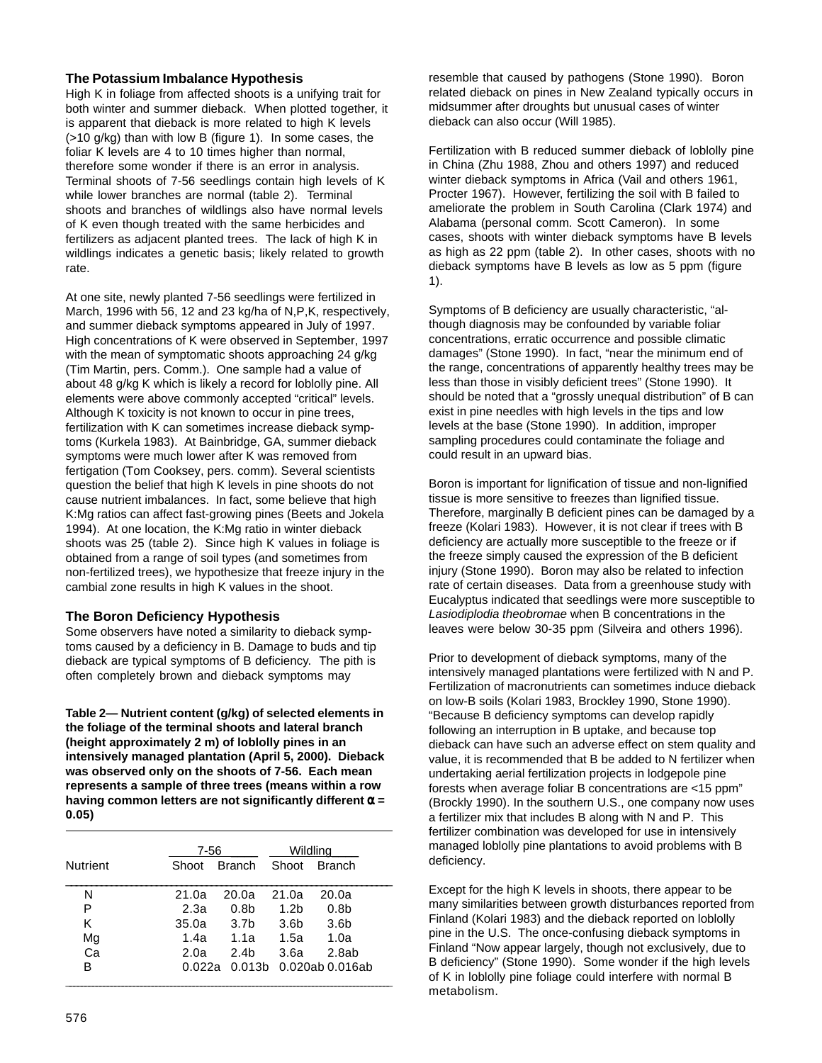## The Potassium Imbalance Hypothesis

High K in foliage from affected shoots is a unifying trait for both winter and summer dieback. When plotted together, it is apparent that dieback is more related to high K levels (>10 g/kg) than with low B (figure 1). In some cases, the foliar K levels are 4 to 10 times higher than normal, therefore some wonder if there is an error in analysis. Terminal shoots of 7-56 seedlings contain high levels of K while lower branches are normal (table 2). Terminal shoots and branches of wildlings also have normal levels of K even though treated with the same herbicides and fertilizers as adjacent planted trees. The lack of high K in wildlings indicates a genetic basis; likely related to growth rate.

At one site, newly planted 7-56 seedlings were fertilized in March, 1996 with 56, 12 and 23 kg/ha of N,P,K, respectively, and summer dieback symptoms appeared in July of 1997. High concentrations of K were observed in September, 1997 with the mean of symptomatic shoots approaching 24 g/kg (Tim Martin, pers. Comm.). One sample had a value of about 48 g/kg K which is likely a record for loblolly pine. All elements were above commonly accepted "critical" levels. Although K toxicity is not known to occur in pine trees, fertilization with K can sometimes increase dieback symptoms (Kurkela 1983). At Bainbridge, GA, summer dieback symptoms were much lower after K was removed from fertigation (Tom Cooksey, pers. comm). Several scientists question the belief that high K levels in pine shoots do not cause nutrient imbalances. In fact, some believe that high K:Mg ratios can affect fast-growing pines (Beets and Jokela 1994). At one location, the K:Mg ratio in winter dieback shoots was 25 (table 2). Since high K values in foliage is obtained from a range of soil types (and sometimes from non-fertilized trees), we hypothesize that freeze injury in the cambial zone results in high K values in the shoot.

## The Boron Deficiency Hypothesis

Some observers have noted a similarity to dieback symptoms caused by a deficiency in B. Damage to buds and tip dieback are typical symptoms of B deficiency. The pith is often completely brown and dieback symptoms may resemble that caused by pathogens (Stone 1990). Boron related dieback on pines in New Zealand typically occurs in midsummer after droughts but unusual cases of winter dieback can also occur (Will 1985).

**Table 2— Nutrient content (g/kg) of selected elements in the foliage of the terminal shoots and lateral branch (height approximately 2 m) of loblolly pines in an intensively managed plantation (April 5, 2000). Dieback was observed only on the shoots of 7-56. Each mean represents a sample of three trees (means within a row having common letters are not significantly different α = 0.05)**

| | 7-56 | | Wildling | |
|---|---|---|---|---|
| Nutrient | Shoot | Branch | Shoot | Branch |
| N | 21.0a | 20.0a | 21.0a | 20.0a |
| P | 2.3a | 0.8b | 1.2b | 0.8b |
| K | 35.0a | 3.7b | 3.6b | 3.6b |
| Mg | 1.4a | 1.1a | 1.5a | 1.0a |
| Ca | 2.0a | 2.4b | 3.6a | 2.8ab |
| B | 0.022a | 0.013b | 0.020ab | 0.016ab |

Fertilization with B reduced summer dieback of loblolly pine in China (Zhu 1988, Zhou and others 1997) and reduced winter dieback symptoms in Africa (Vail and others 1961, Procter 1967). However, fertilizing the soil with B failed to ameliorate the problem in South Carolina (Clark 1974) and Alabama (personal comm. Scott Cameron). In some cases, shoots with winter dieback symptoms have B levels as high as 22 ppm (table 2). In other cases, shoots with no dieback symptoms have B levels as low as 5 ppm (figure 1).

Symptoms of B deficiency are usually characteristic, "although diagnosis may be confounded by variable foliar concentrations, erratic occurrence and possible climatic damages" (Stone 1990). In fact, "near the minimum end of the range, concentrations of apparently healthy trees may be less than those in visibly deficient trees" (Stone 1990). It should be noted that a "grossly unequal distribution" of B can exist in pine needles with high levels in the tips and low levels at the base (Stone 1990). In addition, improper sampling procedures could contaminate the foliage and could result in an upward bias.

Boron is important for lignification of tissue and non-lignified tissue is more sensitive to freezes than lignified tissue. Therefore, marginally B deficient pines can be damaged by a freeze (Kolari 1983). However, it is not clear if trees with B deficiency are actually more susceptible to the freeze or if the freeze simply caused the expression of the B deficient injury (Stone 1990). Boron may also be related to infection rate of certain diseases. Data from a greenhouse study with Eucalyptus indicated that seedlings were more susceptible to *Lasiodiplodia theobromae* when B concentrations in the leaves were below 30-35 ppm (Silveira and others 1996).

Prior to development of dieback symptoms, many of the intensively managed plantations were fertilized with N and P. Fertilization of macronutrients can sometimes induce dieback on low-B soils (Kolari 1983, Brockley 1990, Stone 1990). "Because B deficiency symptoms can develop rapidly following an interruption in B uptake, and because top dieback can have such an adverse effect on stem quality and value, it is recommended that B be added to N fertilizer when undertaking aerial fertilization projects in lodgepole pine forests when average foliar B concentrations are <15 ppm" (Brockly 1990). In the southern U.S., one company now uses a fertilizer mix that includes B along with N and P. This fertilizer combination was developed for use in intensively managed loblolly pine plantations to avoid problems with B deficiency.

Except for the high K levels in shoots, there appear to be many similarities between growth disturbances reported from Finland (Kolari 1983) and the dieback reported on loblolly pine in the U.S. The once-confusing dieback symptoms in Finland "Now appear largely, though not exclusively, due to B deficiency" (Stone 1990). Some wonder if the high levels of K in loblolly pine foliage could interfere with normal B metabolism.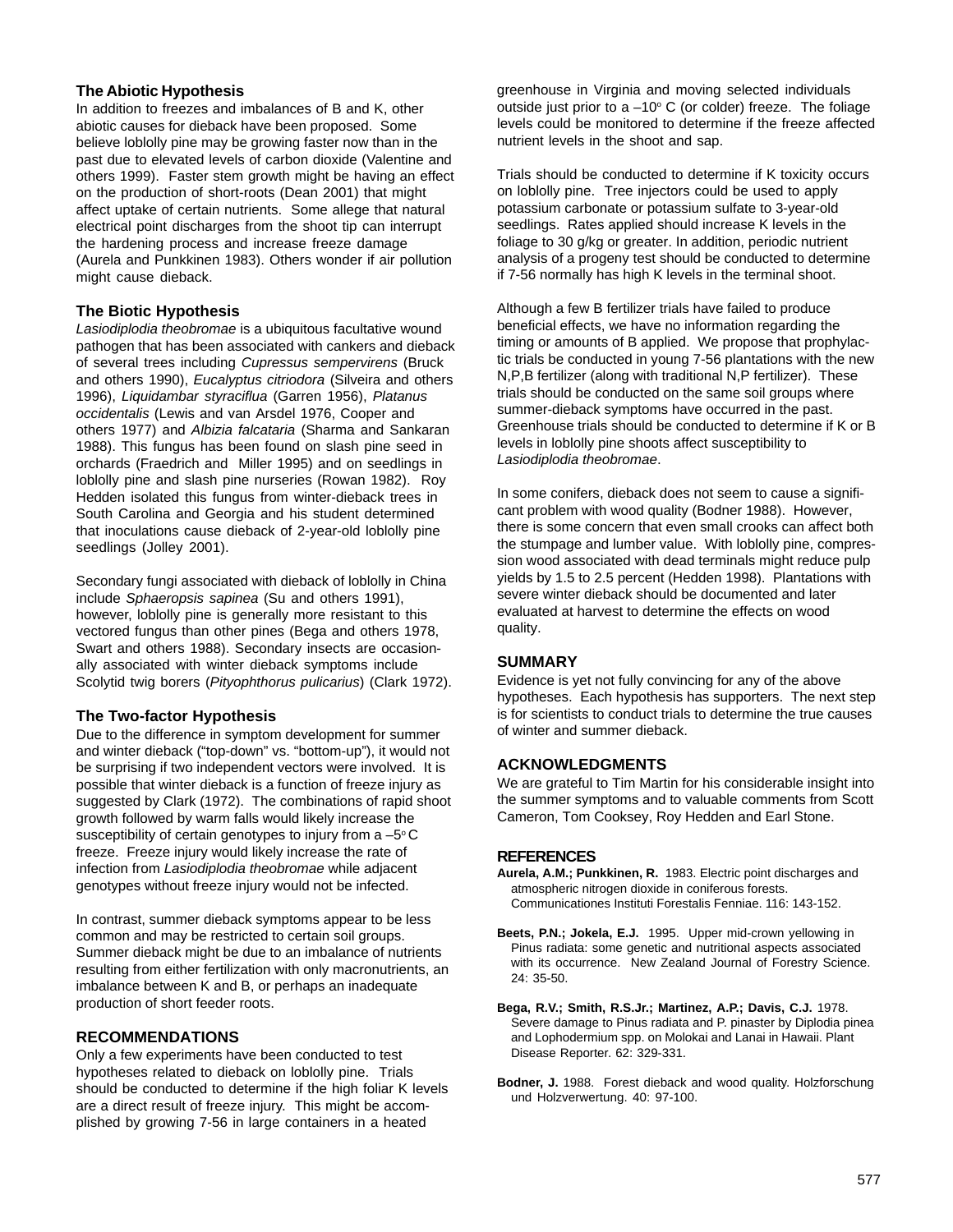### The Abiotic Hypothesis

In addition to freezes and imbalances of B and K, other abiotic causes for dieback have been proposed. Some believe loblolly pine may be growing faster now than in the past due to elevated levels of carbon dioxide (Valentine and others 1999). Faster stem growth might be having an effect on the production of short-roots (Dean 2001) that might affect uptake of certain nutrients. Some allege that natural electrical point discharges from the shoot tip can interrupt the hardening process and increase freeze damage (Aurela and Punkkinen 1983). Others wonder if air pollution might cause dieback.

### The Biotic Hypothesis

*Lasiodiplodia theobromae* is a ubiquitous facultative wound pathogen that has been associated with cankers and dieback of several trees including *Cupressus sempervirens* (Bruck and others 1990), *Eucalyptus citriodora* (Silveira and others 1996), *Liquidambar styraciflua* (Garren 1956), *Platanus occidentalis* (Lewis and van Arsdel 1976, Cooper and others 1977) and *Albizia falcataria* (Sharma and Sankaran 1988). This fungus has been found on slash pine seed in orchards (Fraedrich and Miller 1995) and on seedlings in loblolly pine and slash pine nurseries (Rowan 1982). Roy Hedden isolated this fungus from winter-dieback trees in South Carolina and Georgia and his student determined that inoculations cause dieback of 2-year-old loblolly pine seedlings (Jolley 2001).

Secondary fungi associated with dieback of loblolly in China include *Sphaeropsis sapinea* (Su and others 1991), however, loblolly pine is generally more resistant to this vectored fungus than other pines (Bega and others 1978, Swart and others 1988). Secondary insects are occasionally associated with winter dieback symptoms include Scolytid twig borers (*Pityophthorus pulicarius*) (Clark 1972).

### The Two-factor Hypothesis

Due to the difference in symptom development for summer and winter dieback ("top-down" vs. "bottom-up"), it would not be surprising if two independent vectors were involved. It is possible that winter dieback is a function of freeze injury as suggested by Clark (1972). The combinations of rapid shoot growth followed by warm falls would likely increase the susceptibility of certain genotypes to injury from a –5° C freeze. Freeze injury would likely increase the rate of infection from *Lasiodiplodia theobromae* while adjacent genotypes without freeze injury would not be infected.

In contrast, summer dieback symptoms appear to be less common and may be restricted to certain soil groups. Summer dieback might be due to an imbalance of nutrients resulting from either fertilization with only macronutrients, an imbalance between K and B, or perhaps an inadequate production of short feeder roots.

## RECOMMENDATIONS

Only a few experiments have been conducted to test hypotheses related to dieback on loblolly pine. Trials should be conducted to determine if the high foliar K levels are a direct result of freeze injury. This might be accomplished by growing 7-56 in large containers in a heated greenhouse in Virginia and moving selected individuals outside just prior to a –10° C (or colder) freeze. The foliage levels could be monitored to determine if the freeze affected nutrient levels in the shoot and sap.

Trials should be conducted to determine if K toxicity occurs on loblolly pine. Tree injectors could be used to apply potassium carbonate or potassium sulfate to 3-year-old seedlings. Rates applied should increase K levels in the foliage to 30 g/kg or greater. In addition, periodic nutrient analysis of a progeny test should be conducted to determine if 7-56 normally has high K levels in the terminal shoot.

Although a few B fertilizer trials have failed to produce beneficial effects, we have no information regarding the timing or amounts of B applied. We propose that prophylactic trials be conducted in young 7-56 plantations with the new N,P,B fertilizer (along with traditional N,P fertilizer). These trials should be conducted on the same soil groups where summer-dieback symptoms have occurred in the past. Greenhouse trials should be conducted to determine if K or B levels in loblolly pine shoots affect susceptibility to *Lasiodiplodia theobromae*.

In some conifers, dieback does not seem to cause a significant problem with wood quality (Bodner 1988). However, there is some concern that even small crooks can affect both the stumpage and lumber value. With loblolly pine, compression wood associated with dead terminals might reduce pulp yields by 1.5 to 2.5 percent (Hedden 1998). Plantations with severe winter dieback should be documented and later evaluated at harvest to determine the effects on wood quality.

## SUMMARY

Evidence is yet not fully convincing for any of the above hypotheses. Each hypothesis has supporters. The next step is for scientists to conduct trials to determine the true causes of winter and summer dieback.

## ACKNOWLEDGMENTS

We are grateful to Tim Martin for his considerable insight into the summer symptoms and to valuable comments from Scott Cameron, Tom Cooksey, Roy Hedden and Earl Stone.

## REFERENCES

**Aurela, A.M.; Punkkinen, R.** 1983. Electric point discharges and atmospheric nitrogen dioxide in coniferous forests. Communicationes Instituti Forestalis Fenniae. 116: 143-152.

**Beets, P.N.; Jokela, E.J.** 1995. Upper mid-crown yellowing in Pinus radiata: some genetic and nutritional aspects associated with its occurrence. New Zealand Journal of Forestry Science. 24: 35-50.

**Bega, R.V.; Smith, R.S.Jr.; Martinez, A.P.; Davis, C.J.** 1978. Severe damage to Pinus radiata and P. pinaster by Diplodia pinea and Lophodermium spp. on Molokai and Lanai in Hawaii. Plant Disease Reporter. 62: 329-331.

**Bodner, J.** 1988. Forest dieback and wood quality. Holzforschung und Holzverwertung. 40: 97-100.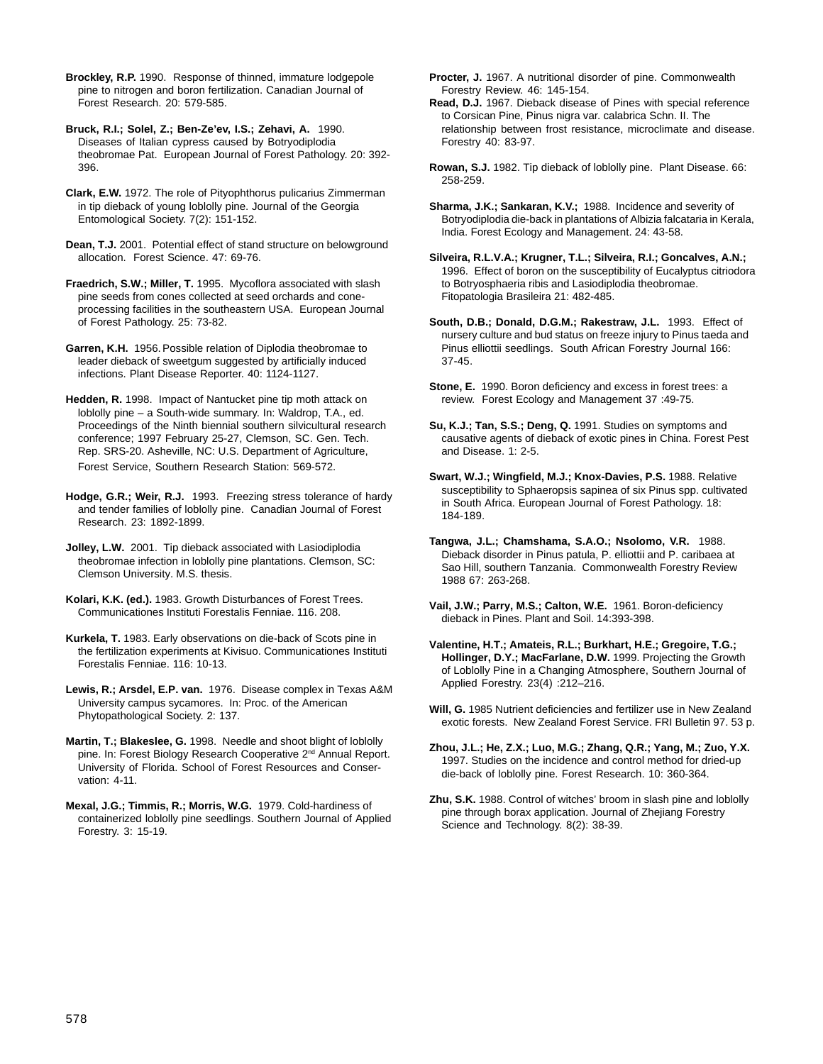**Brockley, R.P.** 1990. Response of thinned, immature lodgepole pine to nitrogen and boron fertilization. Canadian Journal of Forest Research. 20: 579-585.

**Bruck, R.I.; Solel, Z.; Ben-Ze'ev, I.S.; Zehavi, A.** 1990. Diseases of Italian cypress caused by Botryodiplodia theobromae Pat. European Journal of Forest Pathology. 20: 392-396.

**Clark, E.W.** 1972. The role of Pityophthorus pulicarius Zimmerman in tip dieback of young loblolly pine. Journal of the Georgia Entomological Society. 7(2): 151-152.

**Dean, T.J.** 2001. Potential effect of stand structure on belowground allocation. Forest Science. 47: 69-76.

**Fraedrich, S.W.; Miller, T.** 1995. Mycoflora associated with slash pine seeds from cones collected at seed orchards and cone-processing facilities in the southeastern USA. European Journal of Forest Pathology. 25: 73-82.

**Garren, K.H.** 1956. Possible relation of Diplodia theobromae to leader dieback of sweetgum suggested by artificially induced infections. Plant Disease Reporter. 40: 1124-1127.

**Hedden, R.** 1998. Impact of Nantucket pine tip moth attack on loblolly pine – a South-wide summary. In: Waldrop, T.A., ed. Proceedings of the Ninth biennial southern silvicultural research conference; 1997 February 25-27, Clemson, SC. Gen. Tech. Rep. SRS-20. Asheville, NC: U.S. Department of Agriculture, Forest Service, Southern Research Station: 569-572.

**Hodge, G.R.; Weir, R.J.** 1993. Freezing stress tolerance of hardy and tender families of loblolly pine. Canadian Journal of Forest Research. 23: 1892-1899.

**Jolley, L.W.** 2001. Tip dieback associated with Lasiodiplodia theobromae infection in loblolly pine plantations. Clemson, SC: Clemson University. M.S. thesis.

**Kolari, K.K. (ed.).** 1983. Growth Disturbances of Forest Trees. Communicationes Instituti Forestalis Fenniae. 116. 208.

**Kurkela, T.** 1983. Early observations on die-back of Scots pine in the fertilization experiments at Kivisuo. Communicationes Instituti Forestalis Fenniae. 116: 10-13.

**Lewis, R.; Arsdel, E.P. van.** 1976. Disease complex in Texas A&M University campus sycamores. In: Proc. of the American Phytopathological Society. 2: 137.

**Martin, T.; Blakeslee, G.** 1998. Needle and shoot blight of loblolly pine. In: Forest Biology Research Cooperative 2nd Annual Report. University of Florida. School of Forest Resources and Conservation: 4-11.

**Mexal, J.G.; Timmis, R.; Morris, W.G.** 1979. Cold-hardiness of containerized loblolly pine seedlings. Southern Journal of Applied Forestry. 3: 15-19.

**Procter, J.** 1967. A nutritional disorder of pine. Commonwealth Forestry Review. 46: 145-154.

**Read, D.J.** 1967. Dieback disease of Pines with special reference to Corsican Pine, Pinus nigra var. calabrica Schn. II. The relationship between frost resistance, microclimate and disease. Forestry 40: 83-97.

**Rowan, S.J.** 1982. Tip dieback of loblolly pine. Plant Disease. 66: 258-259.

**Sharma, J.K.; Sankaran, K.V.;** 1988. Incidence and severity of Botryodiplodia die-back in plantations of Albizia falcataria in Kerala, India. Forest Ecology and Management. 24: 43-58.

**Silveira, R.L.V.A.; Krugner, T.L.; Silveira, R.I.; Goncalves, A.N.;** 1996. Effect of boron on the susceptibility of Eucalyptus citriodora to Botryosphaeria ribis and Lasiodiplodia theobromae. Fitopatologia Brasileira 21: 482-485.

**South, D.B.; Donald, D.G.M.; Rakestraw, J.L.** 1993. Effect of nursery culture and bud status on freeze injury to Pinus taeda and Pinus elliottii seedlings. South African Forestry Journal 166: 37-45.

**Stone, E.** 1990. Boron deficiency and excess in forest trees: a review. Forest Ecology and Management 37 :49-75.

**Su, K.J.; Tan, S.S.; Deng, Q.** 1991. Studies on symptoms and causative agents of dieback of exotic pines in China. Forest Pest and Disease. 1: 2-5.

**Swart, W.J.; Wingfield, M.J.; Knox-Davies, P.S.** 1988. Relative susceptibility to Sphaeropsis sapinea of six Pinus spp. cultivated in South Africa. European Journal of Forest Pathology. 18: 184-189.

**Tangwa, J.L.; Chamshama, S.A.O.; Nsolomo, V.R.** 1988. Dieback disorder in Pinus patula, P. elliottii and P. caribaea at Sao Hill, southern Tanzania. Commonwealth Forestry Review 1988 67: 263-268.

**Vail, J.W.; Parry, M.S.; Calton, W.E.** 1961. Boron-deficiency dieback in Pines. Plant and Soil. 14:393-398.

**Valentine, H.T.; Amateis, R.L.; Burkhart, H.E.; Gregoire, T.G.; Hollinger, D.Y.; MacFarlane, D.W.** 1999. Projecting the Growth of Loblolly Pine in a Changing Atmosphere, Southern Journal of Applied Forestry. 23(4) :212–216.

**Will, G.** 1985 Nutrient deficiencies and fertilizer use in New Zealand exotic forests. New Zealand Forest Service. FRI Bulletin 97. 53 p.

**Zhou, J.L.; He, Z.X.; Luo, M.G.; Zhang, Q.R.; Yang, M.; Zuo, Y.X.** 1997. Studies on the incidence and control method for dried-up die-back of loblolly pine. Forest Research. 10: 360-364.

**Zhu, S.K.** 1988. Control of witches' broom in slash pine and loblolly pine through borax application. Journal of Zhejiang Forestry Science and Technology. 8(2): 38-39.